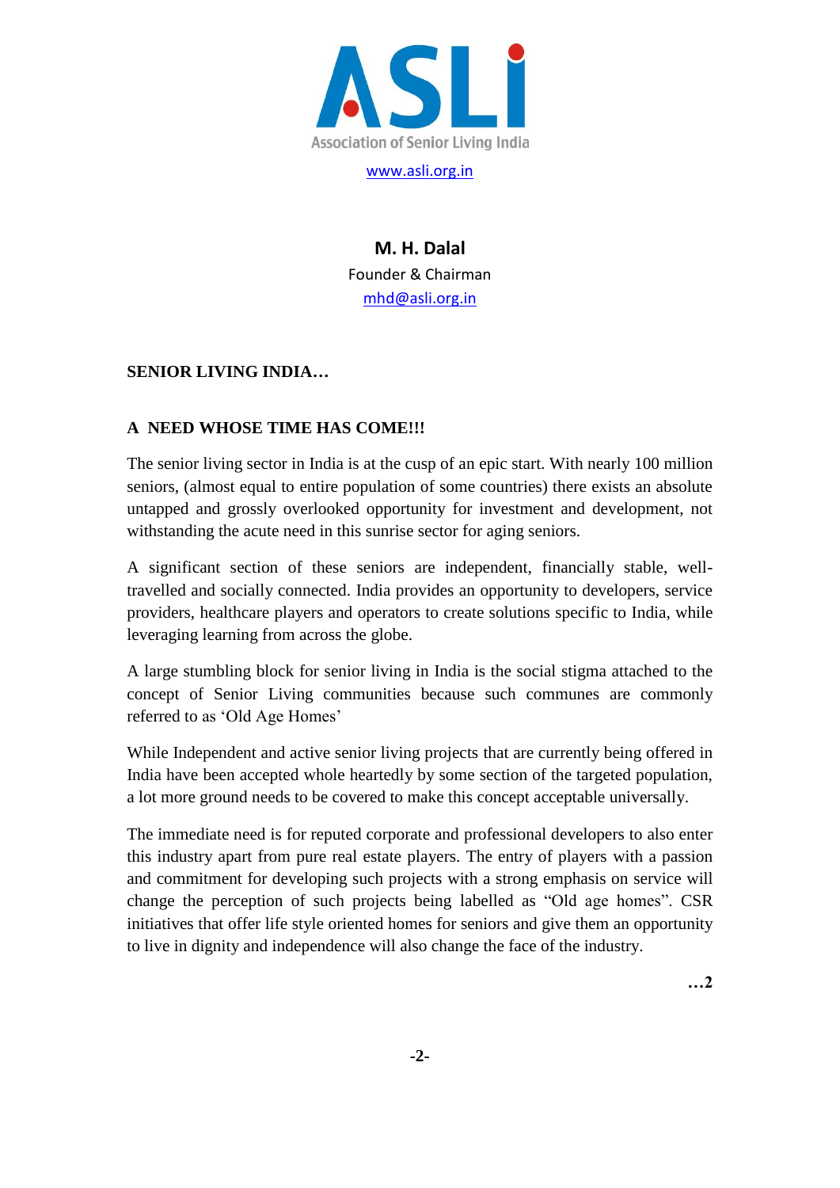**ASLI**

Association of Senior Living India

www.asli.org.in

**M. H. Dalal**

Founder & Chairman

mhd@asli.org.in

## SENIOR LIVING INDIA…

## A NEED WHOSE TIME HAS COME!!!

The senior living sector in India is at the cusp of an epic start. With nearly 100 million seniors, (almost equal to entire population of some countries) there exists an absolute untapped and grossly overlooked opportunity for investment and development, not withstanding the acute need in this sunrise sector for aging seniors.

A significant section of these seniors are independent, financially stable, well-travelled and socially connected. India provides an opportunity to developers, service providers, healthcare players and operators to create solutions specific to India, while leveraging learning from across the globe.

A large stumbling block for senior living in India is the social stigma attached to the concept of Senior Living communities because such communes are commonly referred to as 'Old Age Homes'

While Independent and active senior living projects that are currently being offered in India have been accepted whole heartedly by some section of the targeted population, a lot more ground needs to be covered to make this concept acceptable universally.

The immediate need is for reputed corporate and professional developers to also enter this industry apart from pure real estate players. The entry of players with a passion and commitment for developing such projects with a strong emphasis on service will change the perception of such projects being labelled as "Old age homes". CSR initiatives that offer life style oriented homes for seniors and give them an opportunity to live in dignity and independence will also change the face of the industry.

**…2**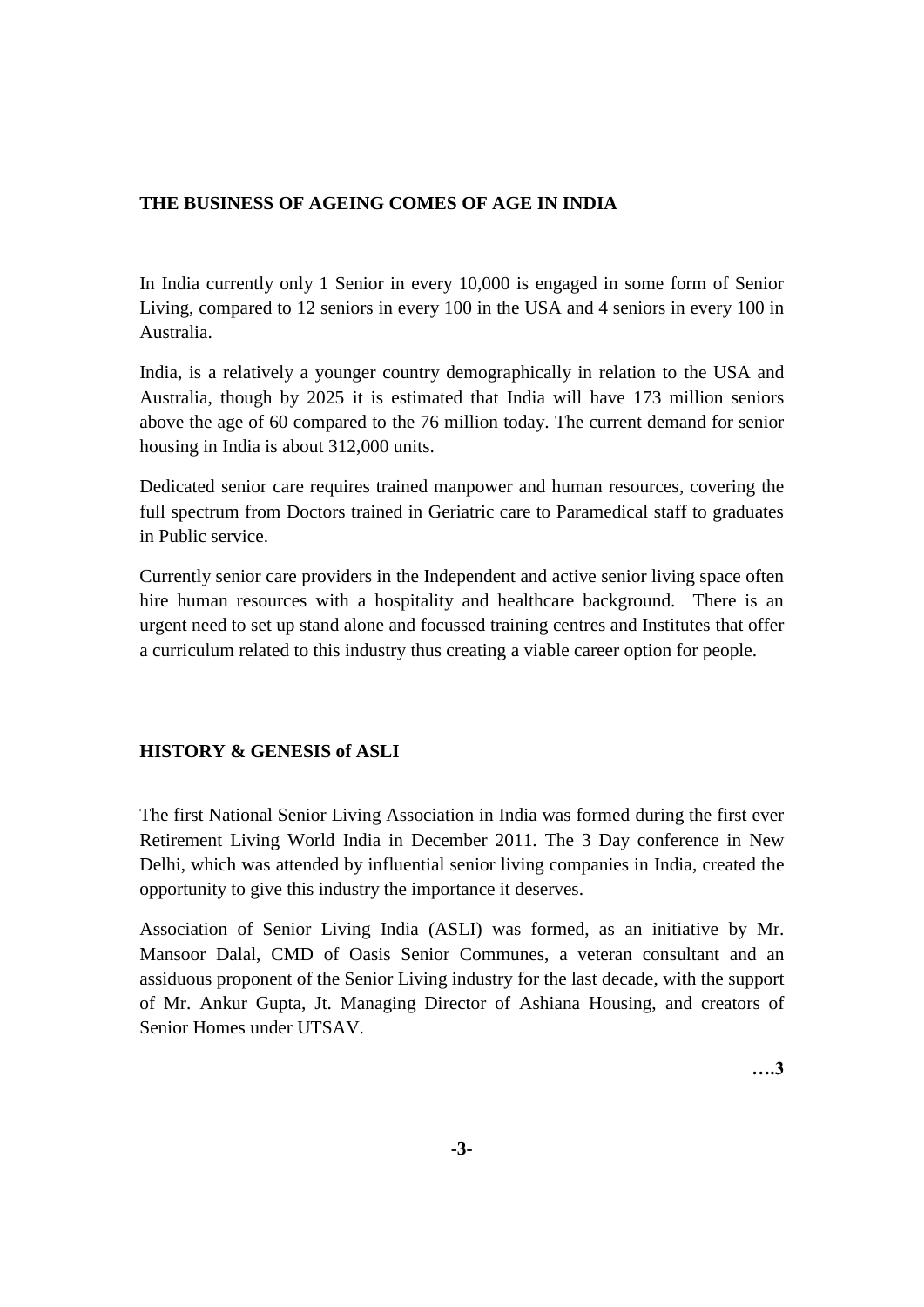## THE BUSINESS OF AGEING COMES OF AGE IN INDIA

In India currently only 1 Senior in every 10,000 is engaged in some form of Senior Living, compared to 12 seniors in every 100 in the USA and 4 seniors in every 100 in Australia.

India, is a relatively a younger country demographically in relation to the USA and Australia, though by 2025 it is estimated that India will have 173 million seniors above the age of 60 compared to the 76 million today. The current demand for senior housing in India is about 312,000 units.

Dedicated senior care requires trained manpower and human resources, covering the full spectrum from Doctors trained in Geriatric care to Paramedical staff to graduates in Public service.

Currently senior care providers in the Independent and active senior living space often hire human resources with a hospitality and healthcare background. There is an urgent need to set up stand alone and focussed training centres and Institutes that offer a curriculum related to this industry thus creating a viable career option for people.

## HISTORY & GENESIS of ASLI

The first National Senior Living Association in India was formed during the first ever Retirement Living World India in December 2011. The 3 Day conference in New Delhi, which was attended by influential senior living companies in India, created the opportunity to give this industry the importance it deserves.

Association of Senior Living India (ASLI) was formed, as an initiative by Mr. Mansoor Dalal, CMD of Oasis Senior Communes, a veteran consultant and an assiduous proponent of the Senior Living industry for the last decade, with the support of Mr. Ankur Gupta, Jt. Managing Director of Ashiana Housing, and creators of Senior Homes under UTSAV.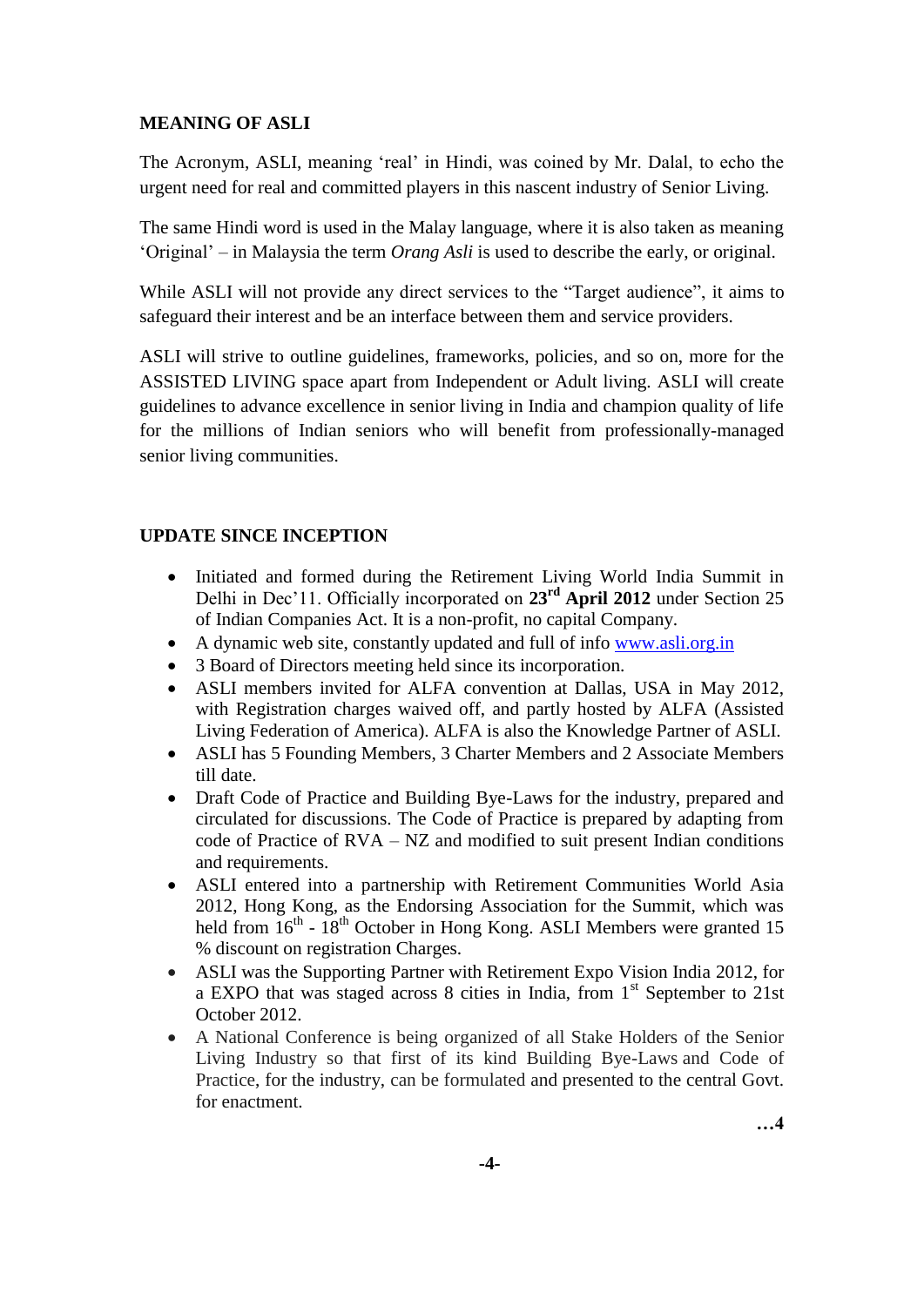## MEANING OF ASLI

The Acronym, ASLI, meaning 'real' in Hindi, was coined by Mr. Dalal, to echo the urgent need for real and committed players in this nascent industry of Senior Living.

The same Hindi word is used in the Malay language, where it is also taken as meaning 'Original' – in Malaysia the term *Orang Asli* is used to describe the early, or original.

While ASLI will not provide any direct services to the "Target audience", it aims to safeguard their interest and be an interface between them and service providers.

ASLI will strive to outline guidelines, frameworks, policies, and so on, more for the ASSISTED LIVING space apart from Independent or Adult living. ASLI will create guidelines to advance excellence in senior living in India and champion quality of life for the millions of Indian seniors who will benefit from professionally-managed senior living communities.

## UPDATE SINCE INCEPTION

- Initiated and formed during the Retirement Living World India Summit in Delhi in Dec'11. Officially incorporated on **23rd April 2012** under Section 25 of Indian Companies Act. It is a non-profit, no capital Company.
- A dynamic web site, constantly updated and full of info [www.asli.org.in](http://www.asli.org.in)
- 3 Board of Directors meeting held since its incorporation.
- ASLI members invited for ALFA convention at Dallas, USA in May 2012, with Registration charges waived off, and partly hosted by ALFA (Assisted Living Federation of America). ALFA is also the Knowledge Partner of ASLI.
- ASLI has 5 Founding Members, 3 Charter Members and 2 Associate Members till date.
- Draft Code of Practice and Building Bye-Laws for the industry, prepared and circulated for discussions. The Code of Practice is prepared by adapting from code of Practice of RVA – NZ and modified to suit present Indian conditions and requirements.
- ASLI entered into a partnership with Retirement Communities World Asia 2012, Hong Kong, as the Endorsing Association for the Summit, which was held from 16th - 18th October in Hong Kong. ASLI Members were granted 15 % discount on registration Charges.
- ASLI was the Supporting Partner with Retirement Expo Vision India 2012, for a EXPO that was staged across 8 cities in India, from 1st September to 21st October 2012.
- A National Conference is being organized of all Stake Holders of the Senior Living Industry so that first of its kind Building Bye-Laws and Code of Practice, for the industry, can be formulated and presented to the central Govt. for enactment.

**…4**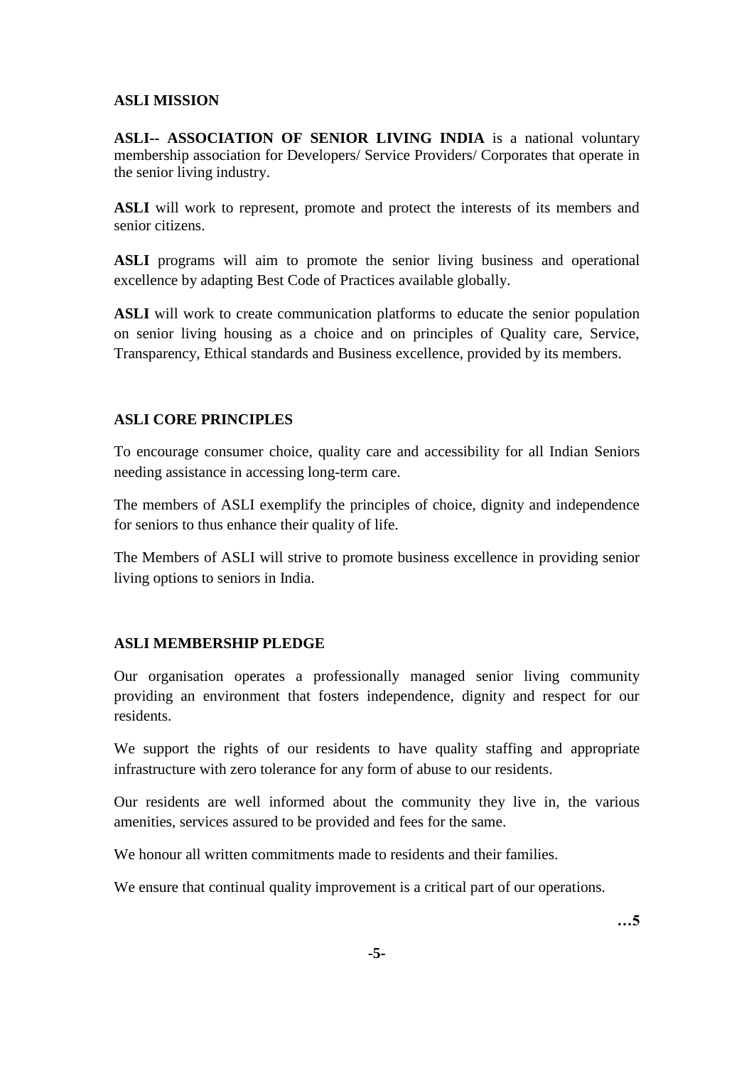## ASLI MISSION

**ASLI-- ASSOCIATION OF SENIOR LIVING INDIA** is a national voluntary membership association for Developers/ Service Providers/ Corporates that operate in the senior living industry.

**ASLI** will work to represent, promote and protect the interests of its members and senior citizens.

**ASLI** programs will aim to promote the senior living business and operational excellence by adapting Best Code of Practices available globally.

**ASLI** will work to create communication platforms to educate the senior population on senior living housing as a choice and on principles of Quality care, Service, Transparency, Ethical standards and Business excellence, provided by its members.

## ASLI CORE PRINCIPLES

To encourage consumer choice, quality care and accessibility for all Indian Seniors needing assistance in accessing long-term care.

The members of ASLI exemplify the principles of choice, dignity and independence for seniors to thus enhance their quality of life.

The Members of ASLI will strive to promote business excellence in providing senior living options to seniors in India.

## ASLI MEMBERSHIP PLEDGE

Our organisation operates a professionally managed senior living community providing an environment that fosters independence, dignity and respect for our residents.

We support the rights of our residents to have quality staffing and appropriate infrastructure with zero tolerance for any form of abuse to our residents.

Our residents are well informed about the community they live in, the various amenities, services assured to be provided and fees for the same.

We honour all written commitments made to residents and their families.

We ensure that continual quality improvement is a critical part of our operations.

**…5**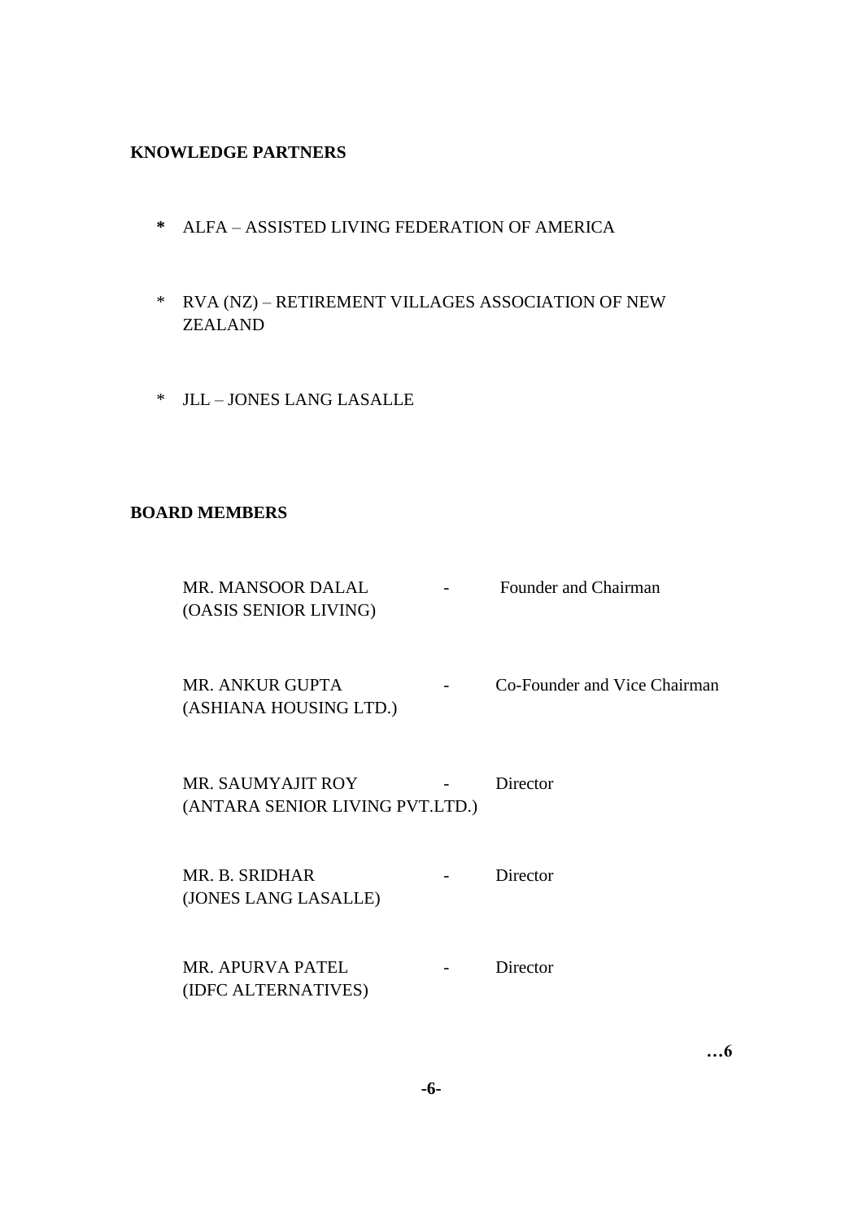**KNOWLEDGE PARTNERS**

* ALFA – ASSISTED LIVING FEDERATION OF AMERICA
* RVA (NZ) – RETIREMENT VILLAGES ASSOCIATION OF NEW ZEALAND
* JLL – JONES LANG LASALLE

**BOARD MEMBERS**

MR. MANSOOR DALAL - Founder and Chairman
(OASIS SENIOR LIVING)

MR. ANKUR GUPTA - Co-Founder and Vice Chairman
(ASHIANA HOUSING LTD.)

MR. SAUMYAJIT ROY - Director
(ANTARA SENIOR LIVING PVT.LTD.)

MR. B. SRIDHAR - Director
(JONES LANG LASALLE)

MR. APURVA PATEL - Director
(IDFC ALTERNATIVES)

**…6**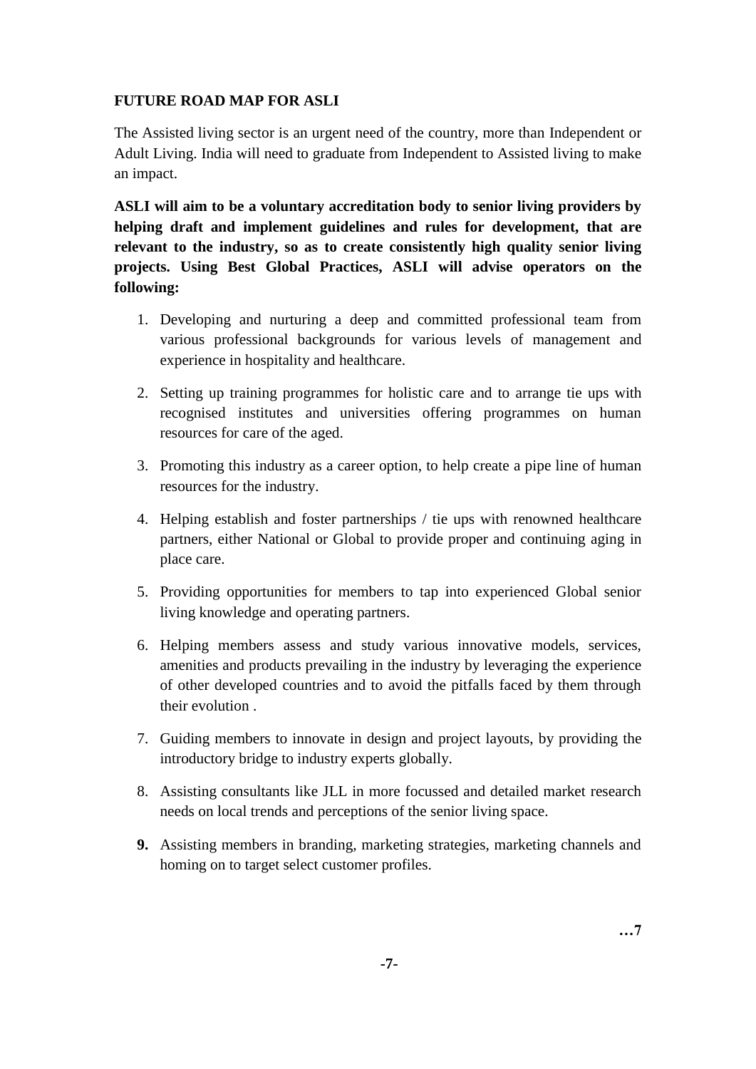**FUTURE ROAD MAP FOR ASLI**

The Assisted living sector is an urgent need of the country, more than Independent or Adult Living. India will need to graduate from Independent to Assisted living to make an impact.

**ASLI will aim to be a voluntary accreditation body to senior living providers by helping draft and implement guidelines and rules for development, that are relevant to the industry, so as to create consistently high quality senior living projects. Using Best Global Practices, ASLI will advise operators on the following:**

1. Developing and nurturing a deep and committed professional team from various professional backgrounds for various levels of management and experience in hospitality and healthcare.
2. Setting up training programmes for holistic care and to arrange tie ups with recognised institutes and universities offering programmes on human resources for care of the aged.
3. Promoting this industry as a career option, to help create a pipe line of human resources for the industry.
4. Helping establish and foster partnerships / tie ups with renowned healthcare partners, either National or Global to provide proper and continuing aging in place care.
5. Providing opportunities for members to tap into experienced Global senior living knowledge and operating partners.
6. Helping members assess and study various innovative models, services, amenities and products prevailing in the industry by leveraging the experience of other developed countries and to avoid the pitfalls faced by them through their evolution .
7. Guiding members to innovate in design and project layouts, by providing the introductory bridge to industry experts globally.
8. Assisting consultants like JLL in more focussed and detailed market research needs on local trends and perceptions of the senior living space.
9. Assisting members in branding, marketing strategies, marketing channels and homing on to target select customer profiles.

**…7**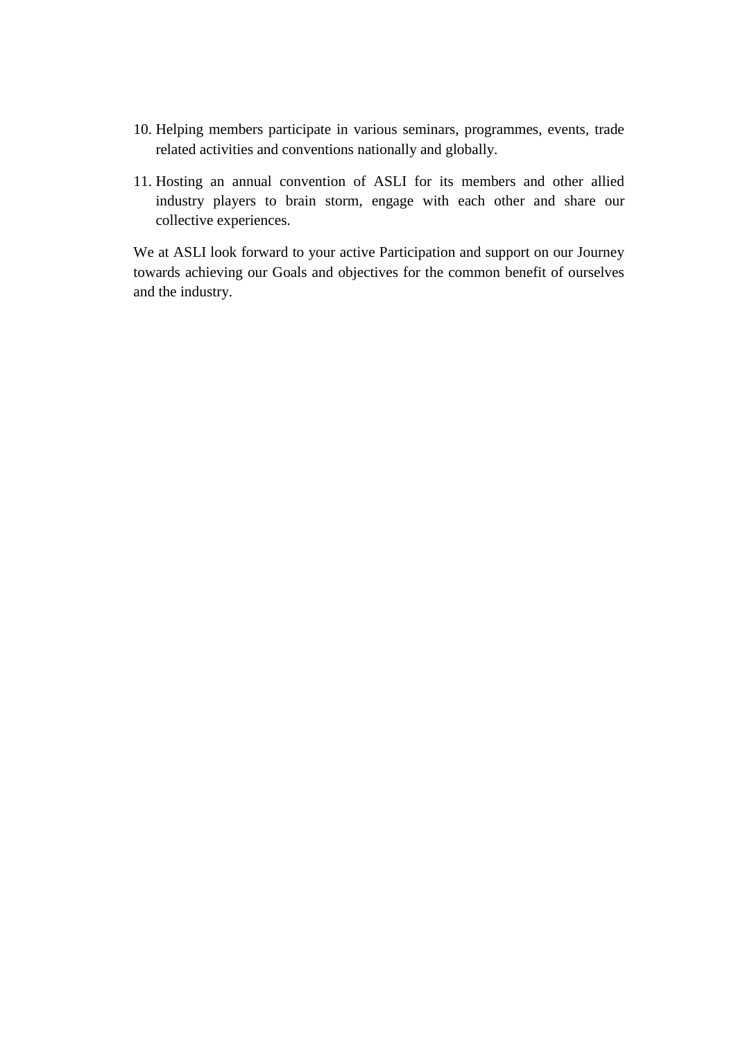10. Helping members participate in various seminars, programmes, events, trade related activities and conventions nationally and globally.

11. Hosting an annual convention of ASLI for its members and other allied industry players to brain storm, engage with each other and share our collective experiences.

We at ASLI look forward to your active Participation and support on our Journey towards achieving our Goals and objectives for the common benefit of ourselves and the industry.